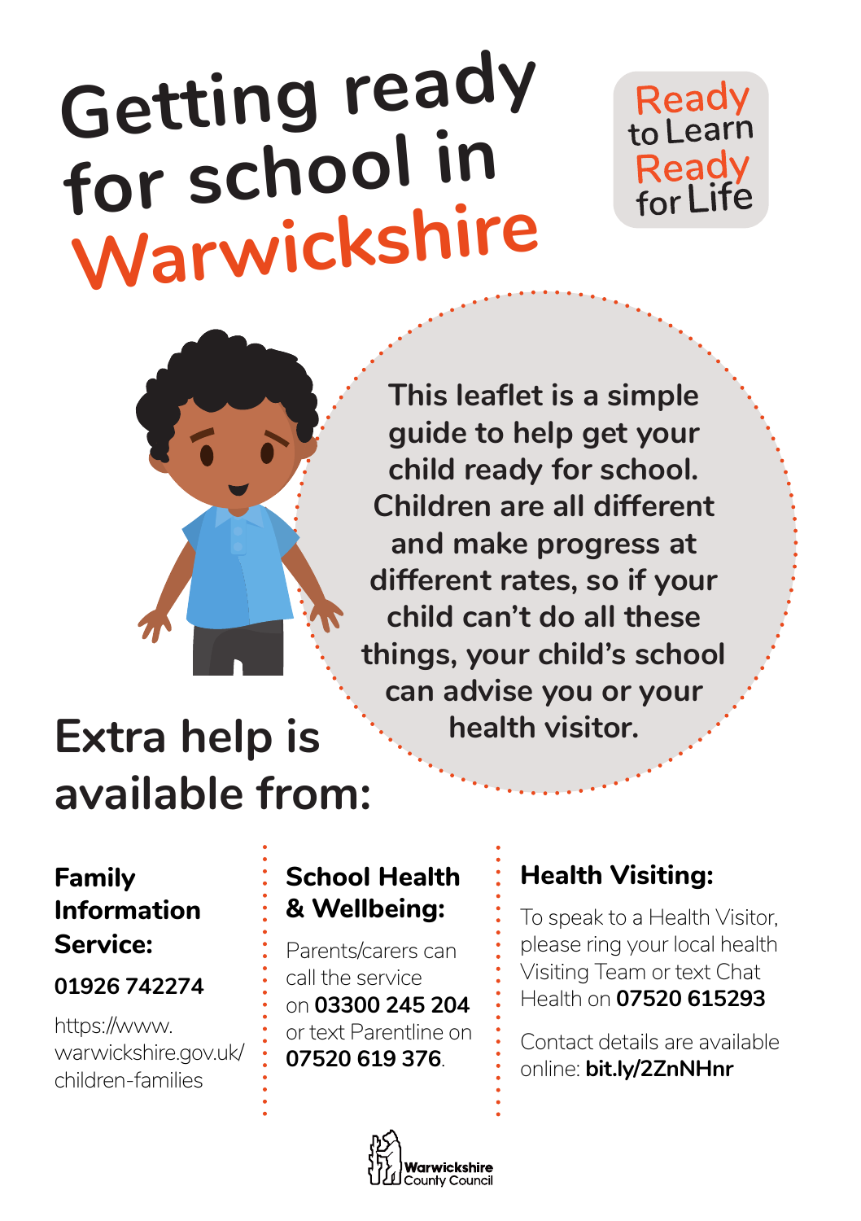# Getting ready for school in Warwickshire

Ready to Learn Ready for Life

This leaflet is a simple guide to help get your child ready for school. Children are all different and make progress at different rates, so if your child can't do all these things, your child's school can advise you or your health visitor.

## Extra help is available from:

### Family Information Service:

**01926 742274**

https://www.warwickshire.gov.uk/children-families

### School Health & Wellbeing:

Parents/carers can call the service on **03300 245 204** or text Parentline on **07520 619 376**.

### Health Visiting:

To speak to a Health Visitor, please ring your local health Visiting Team or text Chat Health on **07520 615293**

Contact details are available online: **bit.ly/2ZnNHnr**

Warwickshire County Council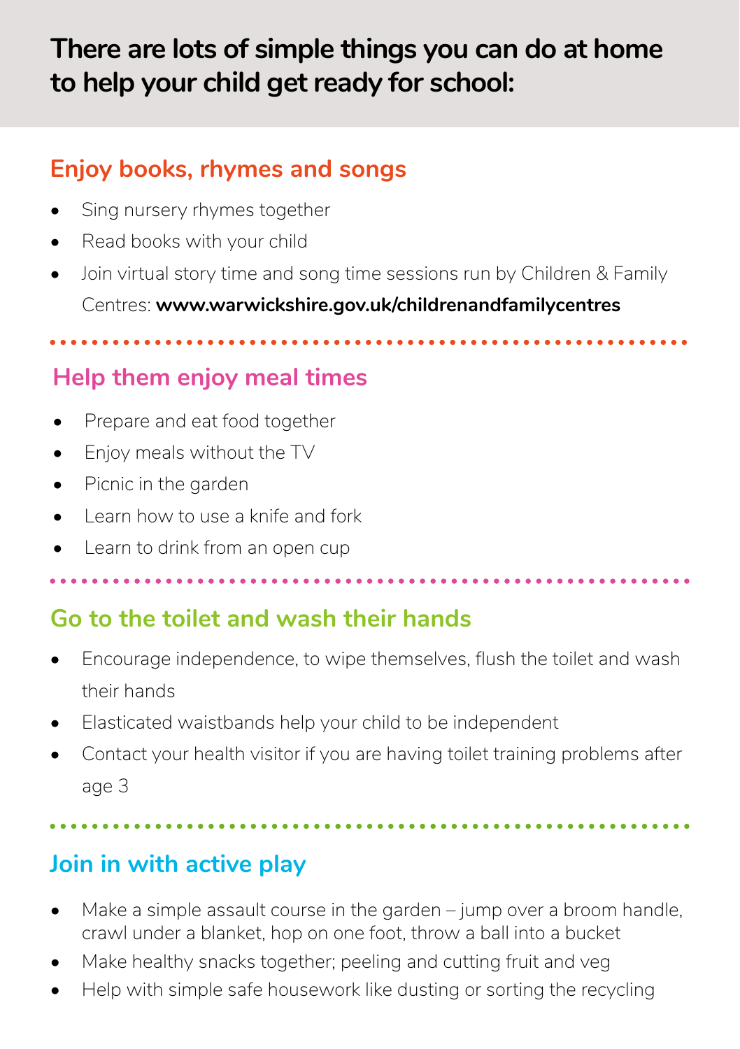## There are lots of simple things you can do at home to help your child get ready for school:

### Enjoy books, rhymes and songs

- Sing nursery rhymes together
- Read books with your child
- Join virtual story time and song time sessions run by Children & Family Centres: **www.warwickshire.gov.uk/childrenandfamilycentres**

### Help them enjoy meal times

- Prepare and eat food together
- Enjoy meals without the TV
- Picnic in the garden
- Learn how to use a knife and fork
- Learn to drink from an open cup

### Go to the toilet and wash their hands

- Encourage independence, to wipe themselves, flush the toilet and wash their hands
- Elasticated waistbands help your child to be independent
- Contact your health visitor if you are having toilet training problems after age 3

### Join in with active play

- Make a simple assault course in the garden – jump over a broom handle, crawl under a blanket, hop on one foot, throw a ball into a bucket
- Make healthy snacks together; peeling and cutting fruit and veg
- Help with simple safe housework like dusting or sorting the recycling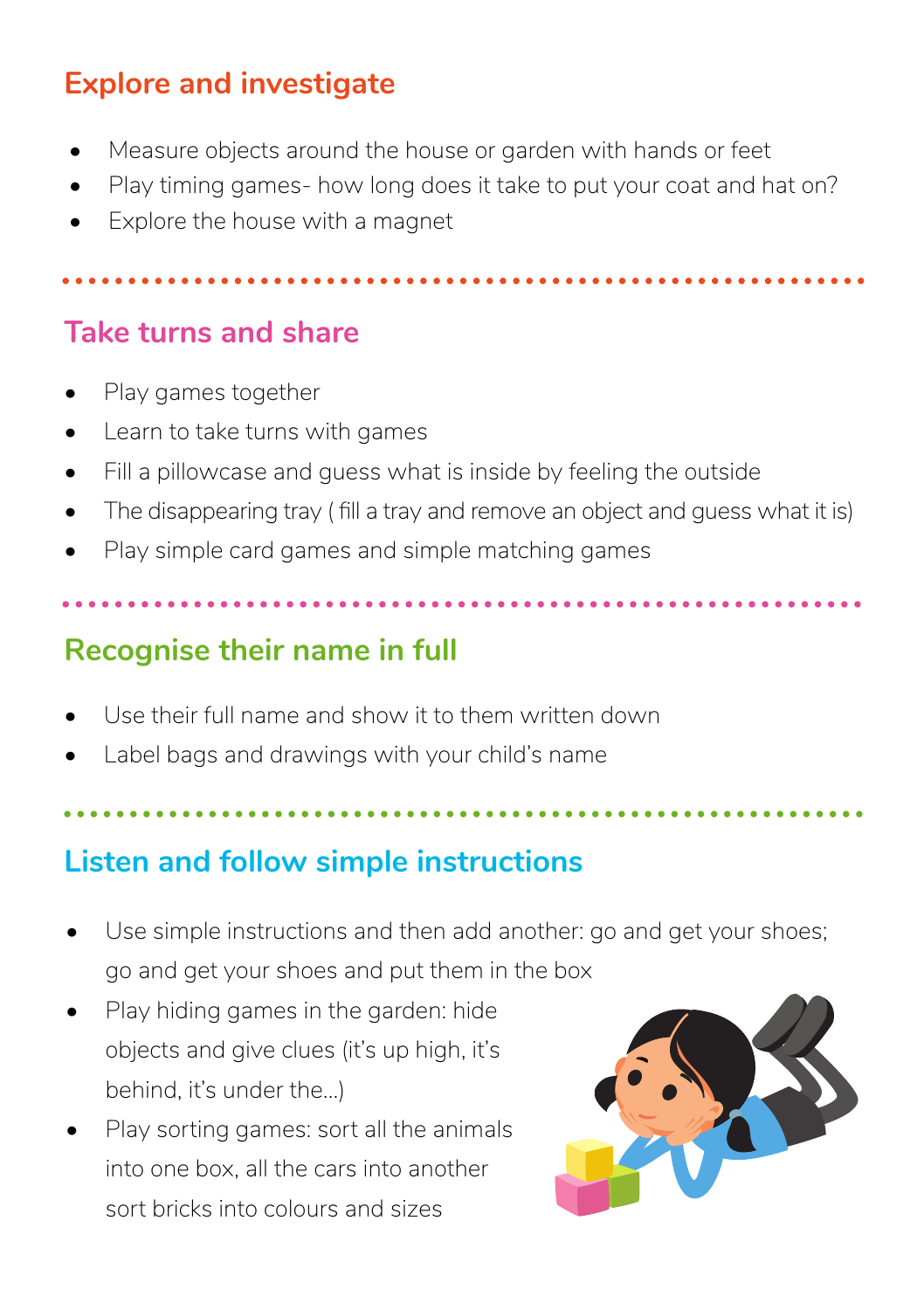## Explore and investigate

- Measure objects around the house or garden with hands or feet
- Play timing games- how long does it take to put your coat and hat on?
- Explore the house with a magnet

## Take turns and share

- Play games together
- Learn to take turns with games
- Fill a pillowcase and guess what is inside by feeling the outside
- The disappearing tray ( fill a tray and remove an object and guess what it is)
- Play simple card games and simple matching games

## Recognise their name in full

- Use their full name and show it to them written down
- Label bags and drawings with your child's name

## Listen and follow simple instructions

- Use simple instructions and then add another: go and get your shoes; go and get your shoes and put them in the box
- Play hiding games in the garden: hide objects and give clues (it's up high, it's behind, it's under the…)
- Play sorting games: sort all the animals into one box, all the cars into another sort bricks into colours and sizes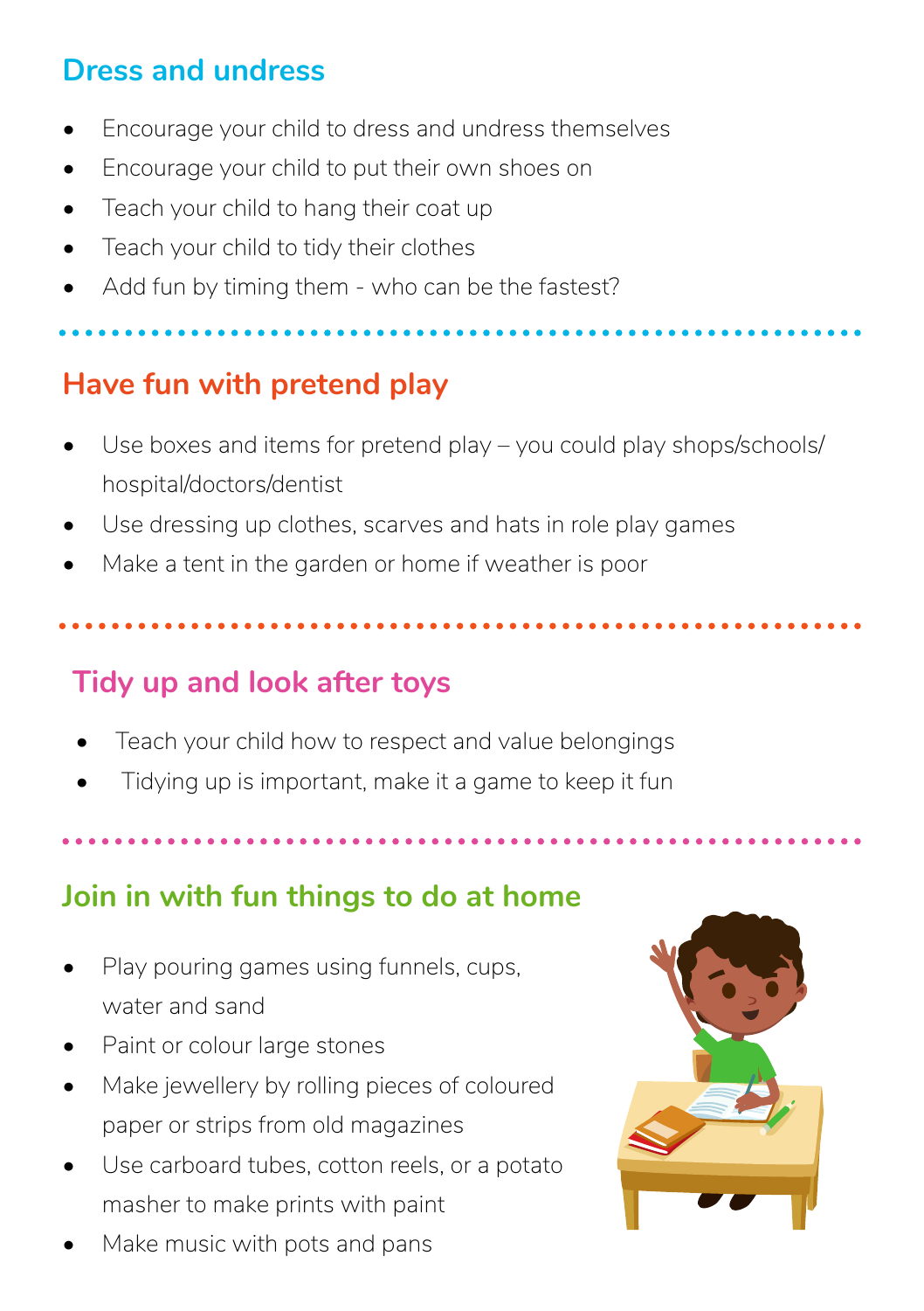## Dress and undress

- Encourage your child to dress and undress themselves
- Encourage your child to put their own shoes on
- Teach your child to hang their coat up
- Teach your child to tidy their clothes
- Add fun by timing them - who can be the fastest?

## Have fun with pretend play

- Use boxes and items for pretend play – you could play shops/schools/hospital/doctors/dentist
- Use dressing up clothes, scarves and hats in role play games
- Make a tent in the garden or home if weather is poor

## Tidy up and look after toys

- Teach your child how to respect and value belongings
- Tidying up is important, make it a game to keep it fun

## Join in with fun things to do at home

- Play pouring games using funnels, cups, water and sand
- Paint or colour large stones
- Make jewellery by rolling pieces of coloured paper or strips from old magazines
- Use carboard tubes, cotton reels, or a potato masher to make prints with paint
- Make music with pots and pans